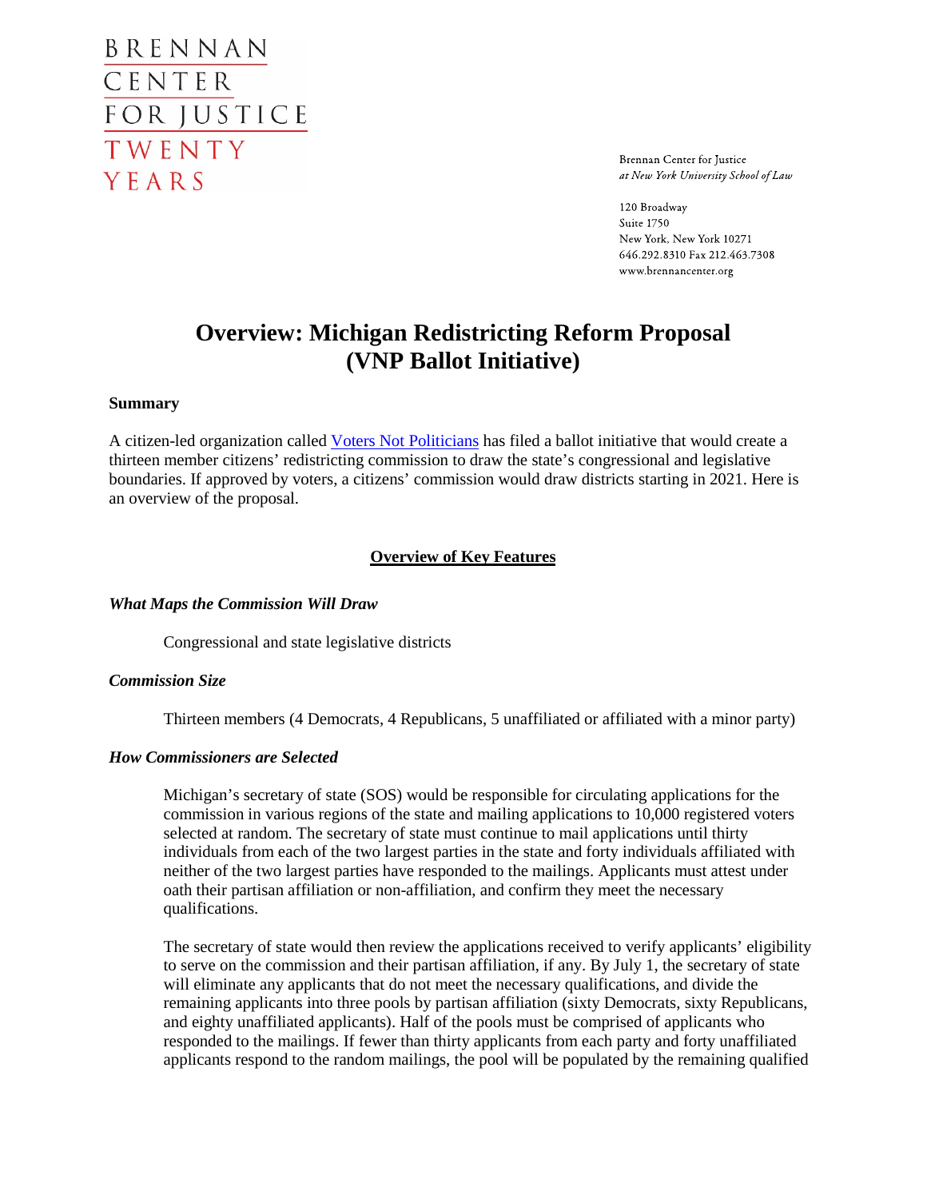BRENNAN
CENTER
FOR JUSTICE
TWENTY
YEARS

Brennan Center for Justice
*at New York University School of Law*

120 Broadway
Suite 1750
New York, New York 10271
646.292.8310 Fax 212.463.7308
www.brennancenter.org

# Overview: Michigan Redistricting Reform Proposal (VNP Ballot Initiative)

**Summary**

A citizen-led organization called Voters Not Politicians has filed a ballot initiative that would create a thirteen member citizens' redistricting commission to draw the state's congressional and legislative boundaries. If approved by voters, a citizens' commission would draw districts starting in 2021. Here is an overview of the proposal.

## Overview of Key Features

***What Maps the Commission Will Draw***

Congressional and state legislative districts

***Commission Size***

Thirteen members (4 Democrats, 4 Republicans, 5 unaffiliated or affiliated with a minor party)

***How Commissioners are Selected***

Michigan's secretary of state (SOS) would be responsible for circulating applications for the commission in various regions of the state and mailing applications to 10,000 registered voters selected at random. The secretary of state must continue to mail applications until thirty individuals from each of the two largest parties in the state and forty individuals affiliated with neither of the two largest parties have responded to the mailings. Applicants must attest under oath their partisan affiliation or non-affiliation, and confirm they meet the necessary qualifications.

The secretary of state would then review the applications received to verify applicants' eligibility to serve on the commission and their partisan affiliation, if any. By July 1, the secretary of state will eliminate any applicants that do not meet the necessary qualifications, and divide the remaining applicants into three pools by partisan affiliation (sixty Democrats, sixty Republicans, and eighty unaffiliated applicants). Half of the pools must be comprised of applicants who responded to the mailings. If fewer than thirty applicants from each party and forty unaffiliated applicants respond to the random mailings, the pool will be populated by the remaining qualified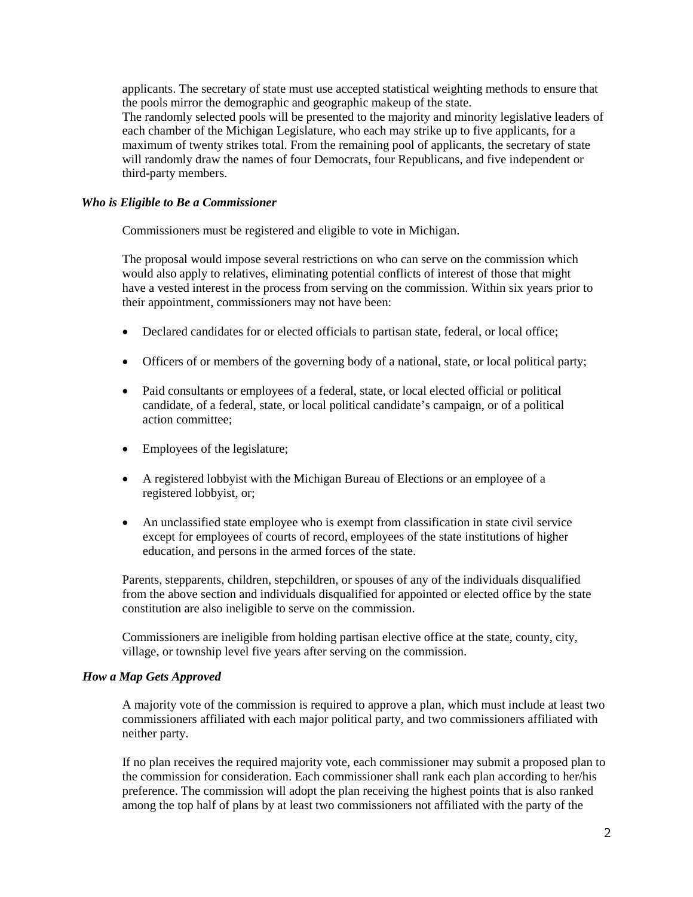applicants. The secretary of state must use accepted statistical weighting methods to ensure that the pools mirror the demographic and geographic makeup of the state.
The randomly selected pools will be presented to the majority and minority legislative leaders of each chamber of the Michigan Legislature, who each may strike up to five applicants, for a maximum of twenty strikes total. From the remaining pool of applicants, the secretary of state will randomly draw the names of four Democrats, four Republicans, and five independent or third-party members.

### *Who is Eligible to Be a Commissioner*

Commissioners must be registered and eligible to vote in Michigan.

The proposal would impose several restrictions on who can serve on the commission which would also apply to relatives, eliminating potential conflicts of interest of those that might have a vested interest in the process from serving on the commission. Within six years prior to their appointment, commissioners may not have been:

- Declared candidates for or elected officials to partisan state, federal, or local office;
- Officers of or members of the governing body of a national, state, or local political party;
- Paid consultants or employees of a federal, state, or local elected official or political candidate, of a federal, state, or local political candidate's campaign, or of a political action committee;
- Employees of the legislature;
- A registered lobbyist with the Michigan Bureau of Elections or an employee of a registered lobbyist, or;
- An unclassified state employee who is exempt from classification in state civil service except for employees of courts of record, employees of the state institutions of higher education, and persons in the armed forces of the state.

Parents, stepparents, children, stepchildren, or spouses of any of the individuals disqualified from the above section and individuals disqualified for appointed or elected office by the state constitution are also ineligible to serve on the commission.

Commissioners are ineligible from holding partisan elective office at the state, county, city, village, or township level five years after serving on the commission.

### *How a Map Gets Approved*

A majority vote of the commission is required to approve a plan, which must include at least two commissioners affiliated with each major political party, and two commissioners affiliated with neither party.

If no plan receives the required majority vote, each commissioner may submit a proposed plan to the commission for consideration. Each commissioner shall rank each plan according to her/his preference. The commission will adopt the plan receiving the highest points that is also ranked among the top half of plans by at least two commissioners not affiliated with the party of the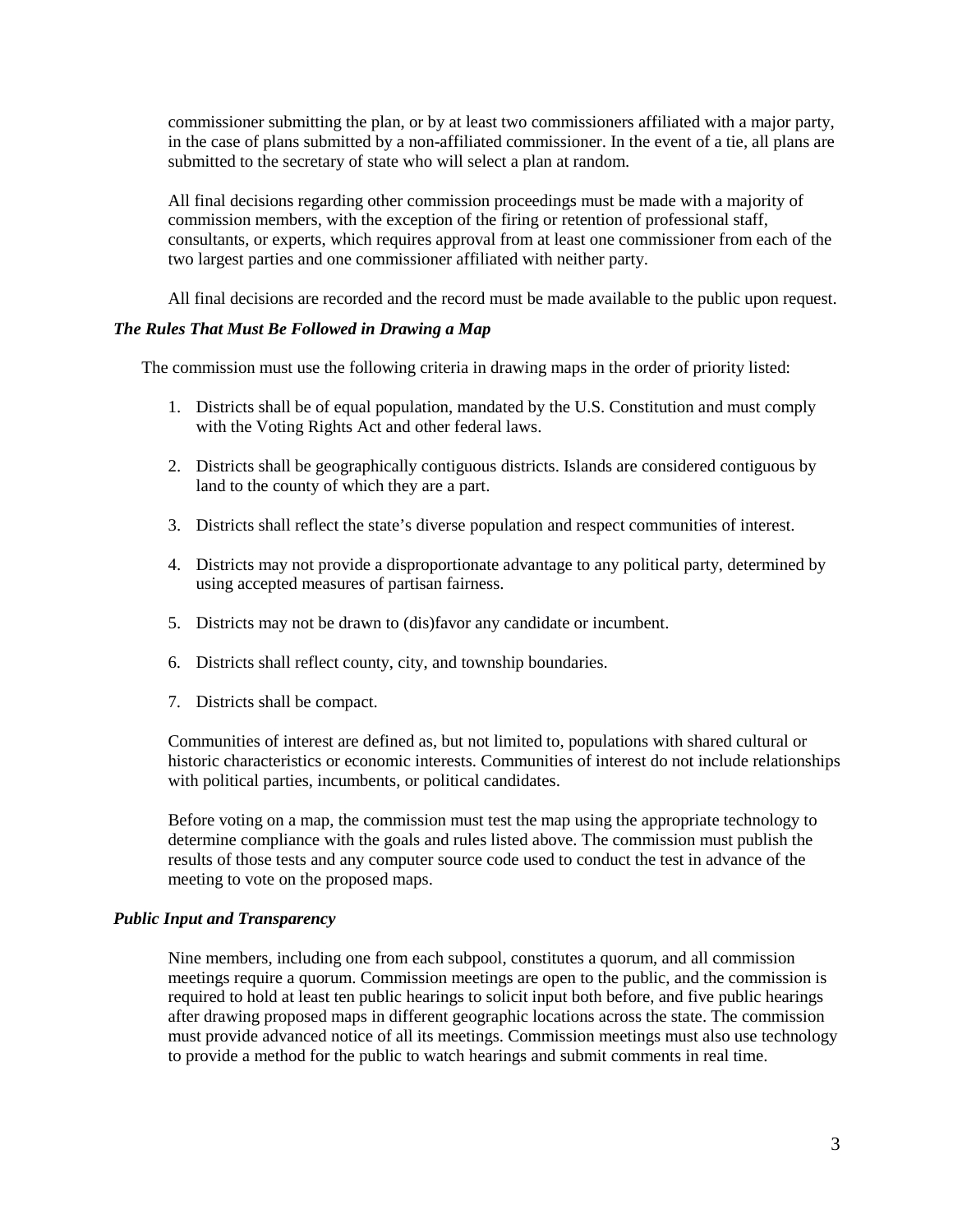commissioner submitting the plan, or by at least two commissioners affiliated with a major party, in the case of plans submitted by a non-affiliated commissioner. In the event of a tie, all plans are submitted to the secretary of state who will select a plan at random.

All final decisions regarding other commission proceedings must be made with a majority of commission members, with the exception of the firing or retention of professional staff, consultants, or experts, which requires approval from at least one commissioner from each of the two largest parties and one commissioner affiliated with neither party.

All final decisions are recorded and the record must be made available to the public upon request.

### *The Rules That Must Be Followed in Drawing a Map*

The commission must use the following criteria in drawing maps in the order of priority listed:

1. Districts shall be of equal population, mandated by the U.S. Constitution and must comply with the Voting Rights Act and other federal laws.

2. Districts shall be geographically contiguous districts. Islands are considered contiguous by land to the county of which they are a part.

3. Districts shall reflect the state's diverse population and respect communities of interest.

4. Districts may not provide a disproportionate advantage to any political party, determined by using accepted measures of partisan fairness.

5. Districts may not be drawn to (dis)favor any candidate or incumbent.

6. Districts shall reflect county, city, and township boundaries.

7. Districts shall be compact.

Communities of interest are defined as, but not limited to, populations with shared cultural or historic characteristics or economic interests. Communities of interest do not include relationships with political parties, incumbents, or political candidates.

Before voting on a map, the commission must test the map using the appropriate technology to determine compliance with the goals and rules listed above. The commission must publish the results of those tests and any computer source code used to conduct the test in advance of the meeting to vote on the proposed maps.

### *Public Input and Transparency*

Nine members, including one from each subpool, constitutes a quorum, and all commission meetings require a quorum. Commission meetings are open to the public, and the commission is required to hold at least ten public hearings to solicit input both before, and five public hearings after drawing proposed maps in different geographic locations across the state. The commission must provide advanced notice of all its meetings. Commission meetings must also use technology to provide a method for the public to watch hearings and submit comments in real time.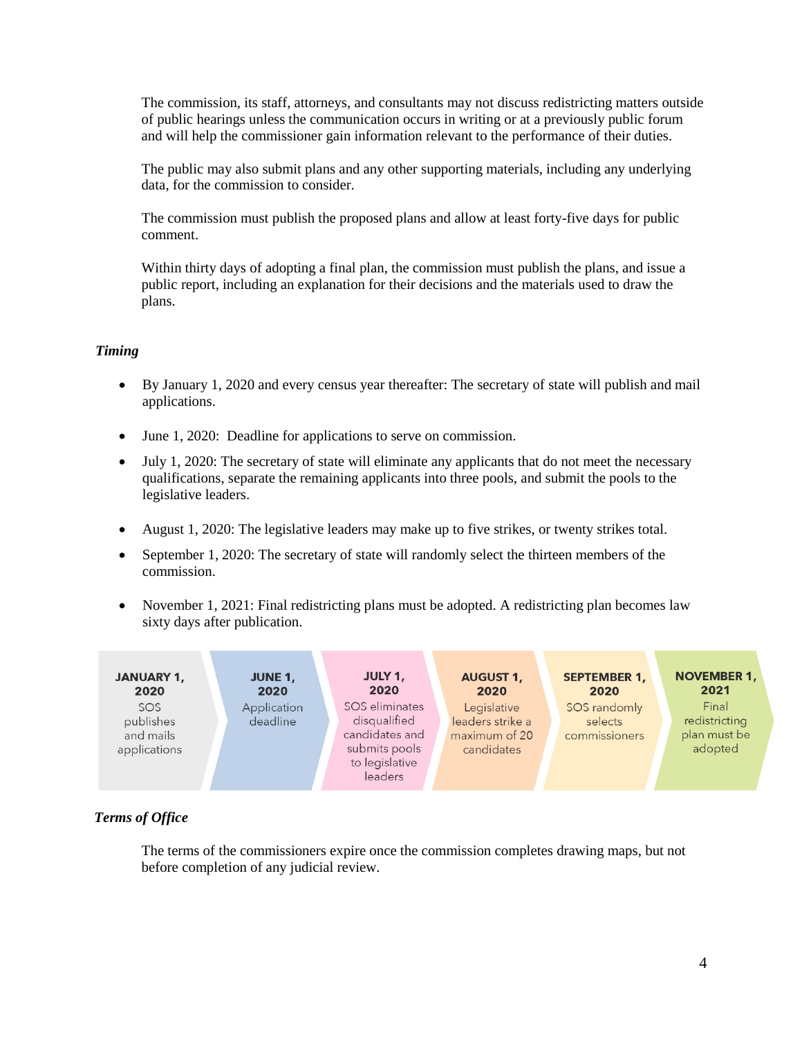The commission, its staff, attorneys, and consultants may not discuss redistricting matters outside of public hearings unless the communication occurs in writing or at a previously public forum and will help the commissioner gain information relevant to the performance of their duties.

The public may also submit plans and any other supporting materials, including any underlying data, for the commission to consider.

The commission must publish the proposed plans and allow at least forty-five days for public comment.

Within thirty days of adopting a final plan, the commission must publish the plans, and issue a public report, including an explanation for their decisions and the materials used to draw the plans.

### *Timing*

- By January 1, 2020 and every census year thereafter: The secretary of state will publish and mail applications.
- June 1, 2020: Deadline for applications to serve on commission.
- July 1, 2020: The secretary of state will eliminate any applicants that do not meet the necessary qualifications, separate the remaining applicants into three pools, and submit the pools to the legislative leaders.
- August 1, 2020: The legislative leaders may make up to five strikes, or twenty strikes total.
- September 1, 2020: The secretary of state will randomly select the thirteen members of the commission.
- November 1, 2021: Final redistricting plans must be adopted. A redistricting plan becomes law sixty days after publication.

| JANUARY 1, 2020 | JUNE 1, 2020 | JULY 1, 2020 | AUGUST 1, 2020 | SEPTEMBER 1, 2020 | NOVEMBER 1, 2021 |
|---|---|---|---|---|---|
| SOS publishes and mails applications | Application deadline | SOS eliminates disqualified candidates and submits pools to legislative leaders | Legislative leaders strike a maximum of 20 candidates | SOS randomly selects commissioners | Final redistricting plan must be adopted |

### *Terms of Office*

The terms of the commissioners expire once the commission completes drawing maps, but not before completion of any judicial review.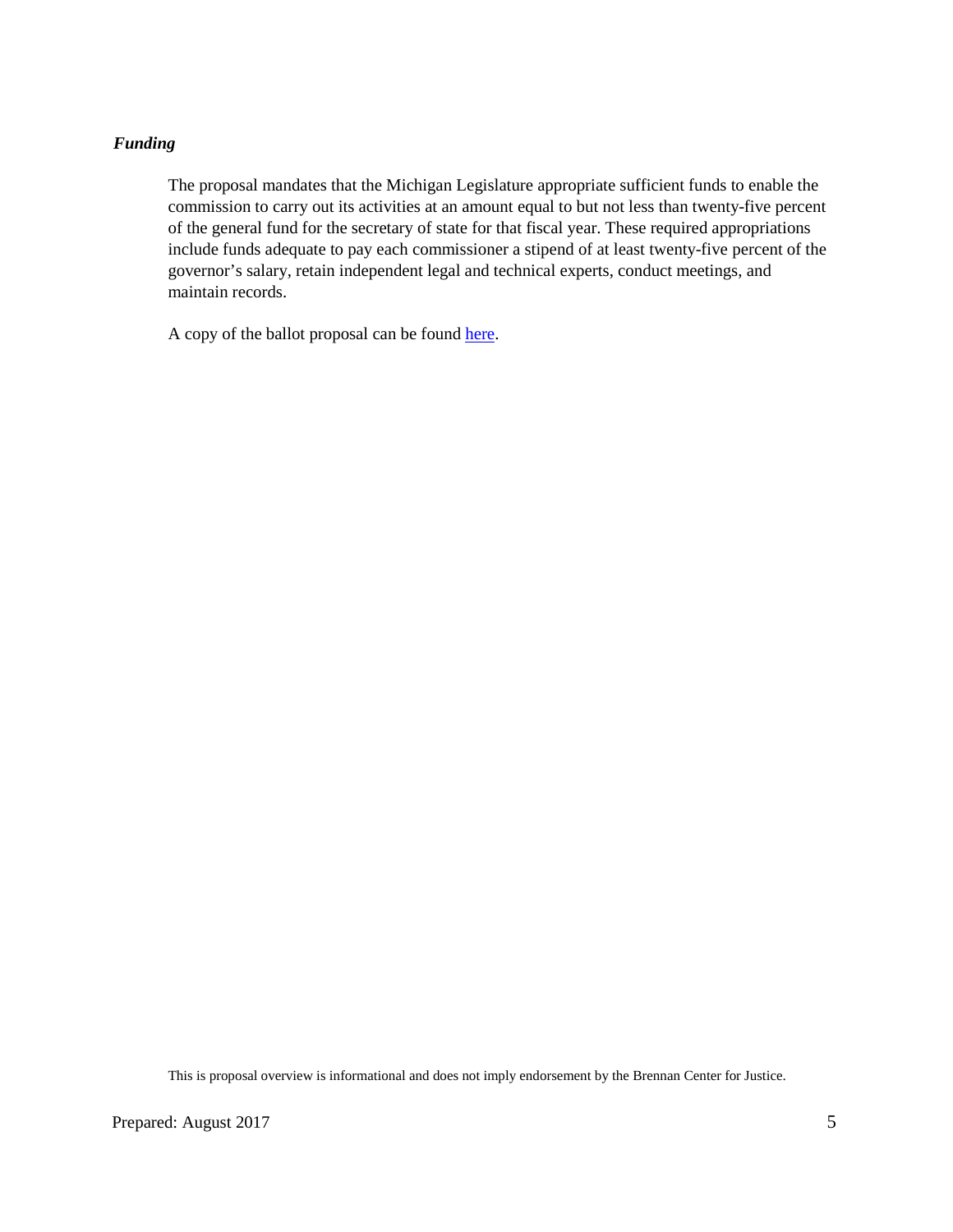***Funding***

The proposal mandates that the Michigan Legislature appropriate sufficient funds to enable the commission to carry out its activities at an amount equal to but not less than twenty-five percent of the general fund for the secretary of state for that fiscal year. These required appropriations include funds adequate to pay each commissioner a stipend of at least twenty-five percent of the governor's salary, retain independent legal and technical experts, conduct meetings, and maintain records.

A copy of the ballot proposal can be found here.

This is proposal overview is informational and does not imply endorsement by the Brennan Center for Justice.

Prepared: August 2017